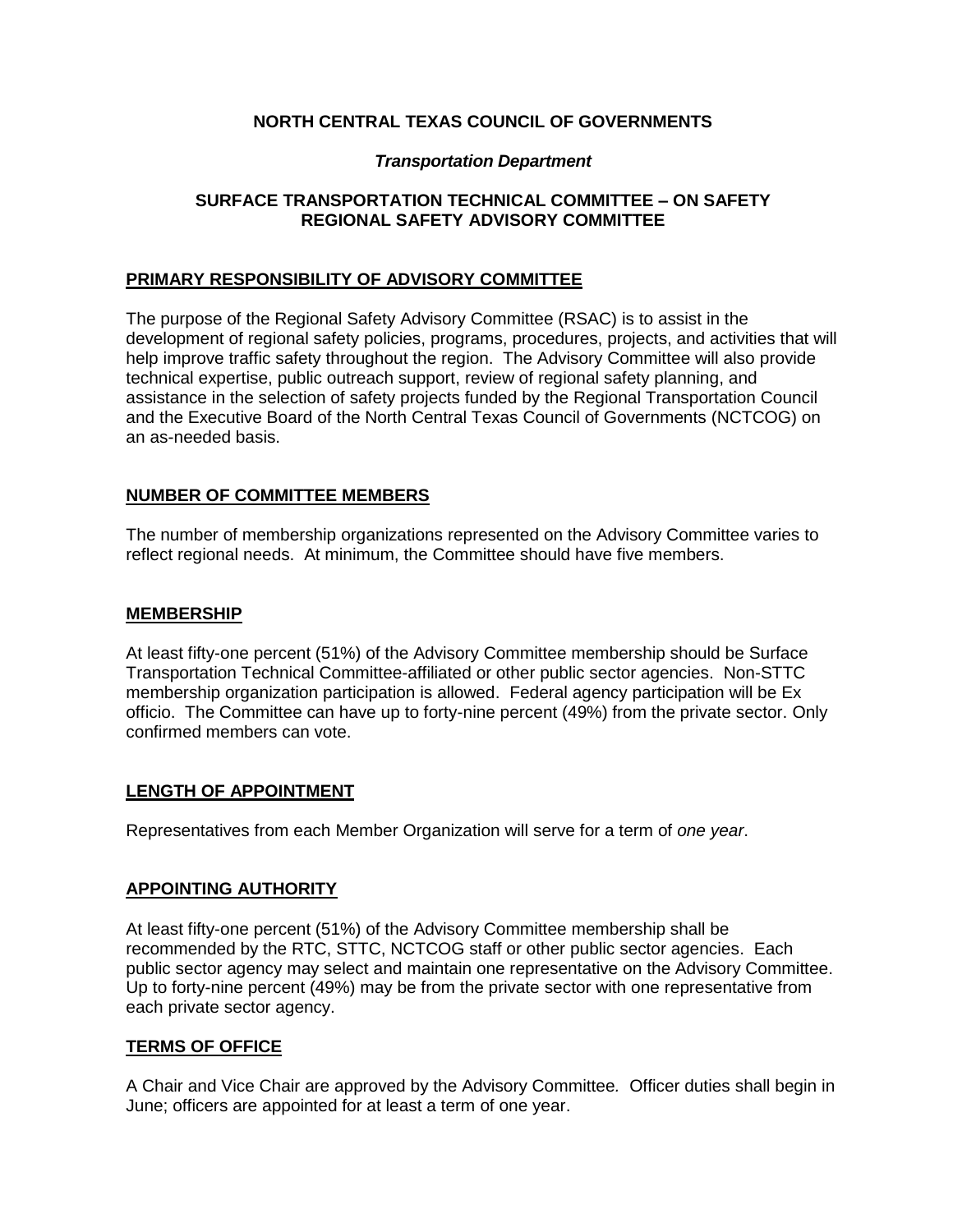# NORTH CENTRAL TEXAS COUNCIL OF GOVERNMENTS

***Transportation Department***

## SURFACE TRANSPORTATION TECHNICAL COMMITTEE – ON SAFETY REGIONAL SAFETY ADVISORY COMMITTEE

### PRIMARY RESPONSIBILITY OF ADVISORY COMMITTEE

The purpose of the Regional Safety Advisory Committee (RSAC) is to assist in the development of regional safety policies, programs, procedures, projects, and activities that will help improve traffic safety throughout the region. The Advisory Committee will also provide technical expertise, public outreach support, review of regional safety planning, and assistance in the selection of safety projects funded by the Regional Transportation Council and the Executive Board of the North Central Texas Council of Governments (NCTCOG) on an as-needed basis.

### NUMBER OF COMMITTEE MEMBERS

The number of membership organizations represented on the Advisory Committee varies to reflect regional needs. At minimum, the Committee should have five members.

### MEMBERSHIP

At least fifty-one percent (51%) of the Advisory Committee membership should be Surface Transportation Technical Committee-affiliated or other public sector agencies. Non-STTC membership organization participation is allowed. Federal agency participation will be Ex officio. The Committee can have up to forty-nine percent (49%) from the private sector. Only confirmed members can vote.

### LENGTH OF APPOINTMENT

Representatives from each Member Organization will serve for a term of *one year*.

### APPOINTING AUTHORITY

At least fifty-one percent (51%) of the Advisory Committee membership shall be recommended by the RTC, STTC, NCTCOG staff or other public sector agencies. Each public sector agency may select and maintain one representative on the Advisory Committee. Up to forty-nine percent (49%) may be from the private sector with one representative from each private sector agency.

### TERMS OF OFFICE

A Chair and Vice Chair are approved by the Advisory Committee*.* Officer duties shall begin in June; officers are appointed for at least a term of one year.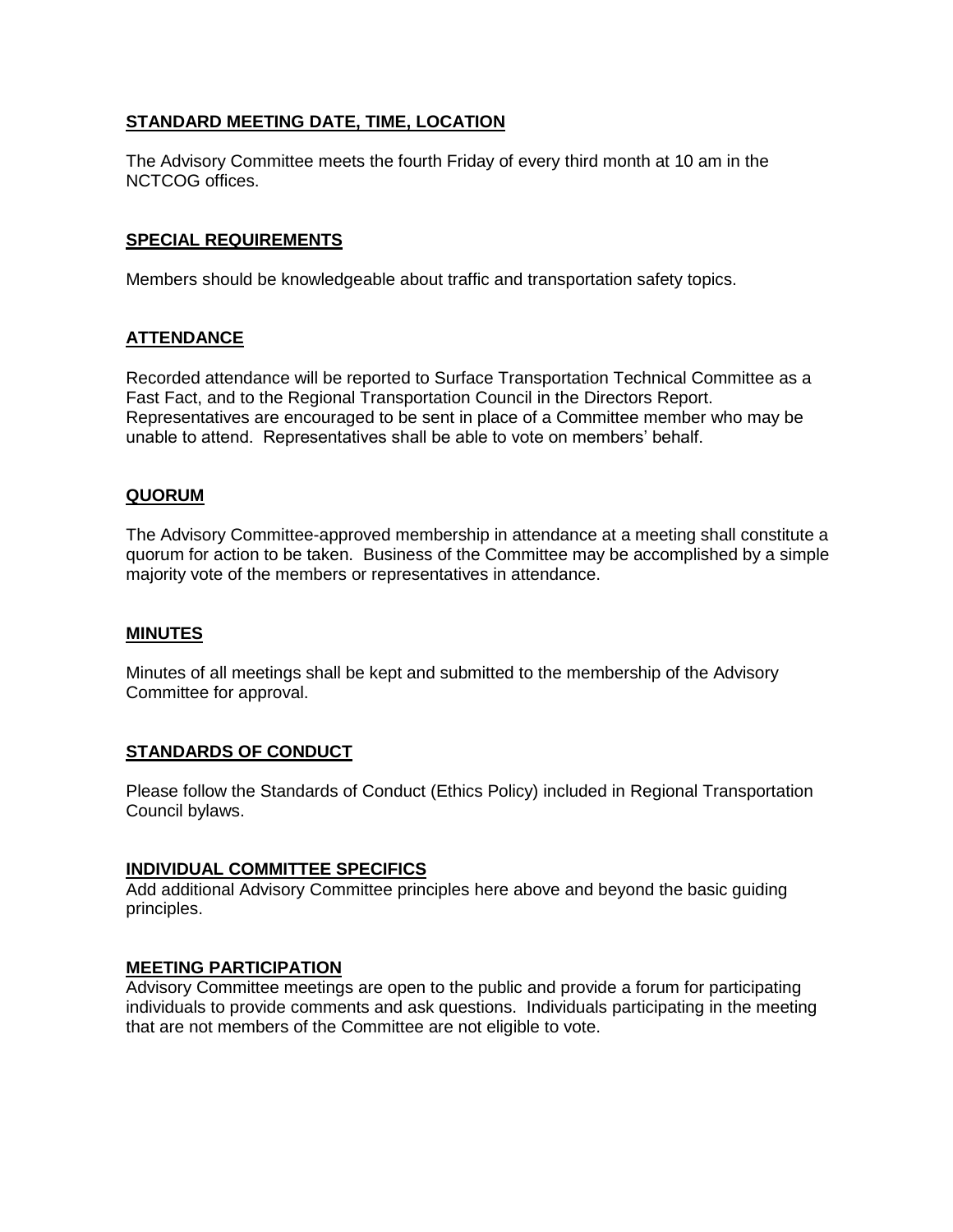## STANDARD MEETING DATE, TIME, LOCATION

The Advisory Committee meets the fourth Friday of every third month at 10 am in the NCTCOG offices.

## SPECIAL REQUIREMENTS

Members should be knowledgeable about traffic and transportation safety topics.

## ATTENDANCE

Recorded attendance will be reported to Surface Transportation Technical Committee as a Fast Fact, and to the Regional Transportation Council in the Directors Report. Representatives are encouraged to be sent in place of a Committee member who may be unable to attend. Representatives shall be able to vote on members' behalf.

## QUORUM

The Advisory Committee-approved membership in attendance at a meeting shall constitute a quorum for action to be taken. Business of the Committee may be accomplished by a simple majority vote of the members or representatives in attendance.

## MINUTES

Minutes of all meetings shall be kept and submitted to the membership of the Advisory Committee for approval.

## STANDARDS OF CONDUCT

Please follow the Standards of Conduct (Ethics Policy) included in Regional Transportation Council bylaws.

## INDIVIDUAL COMMITTEE SPECIFICS

Add additional Advisory Committee principles here above and beyond the basic guiding principles.

## MEETING PARTICIPATION

Advisory Committee meetings are open to the public and provide a forum for participating individuals to provide comments and ask questions. Individuals participating in the meeting that are not members of the Committee are not eligible to vote.